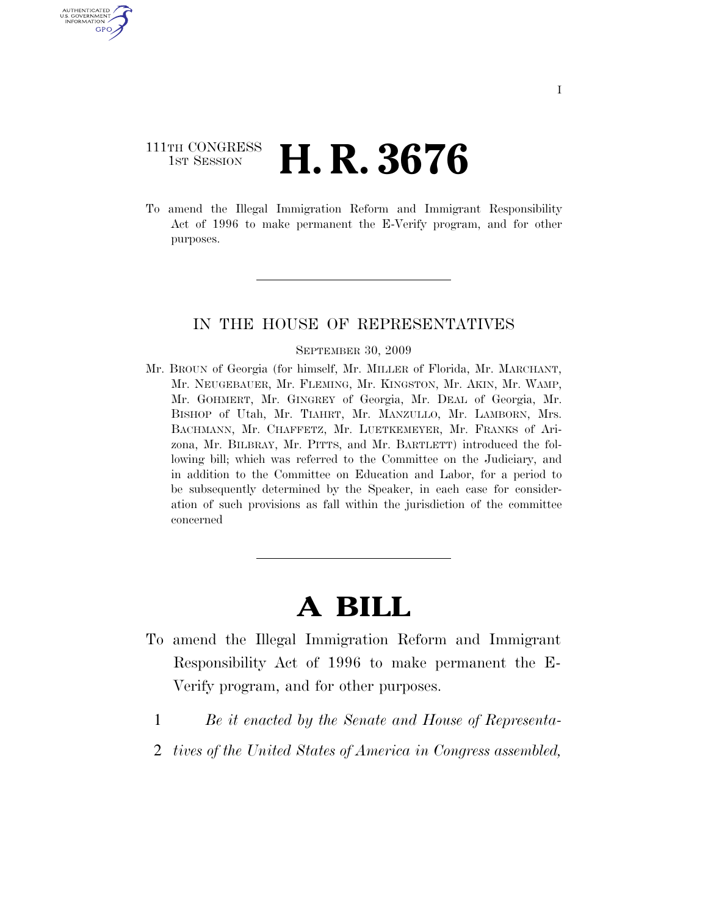111TH CONGRESS
1ST SESSION

# H. R. 3676

To amend the Illegal Immigration Reform and Immigrant Responsibility Act of 1996 to make permanent the E-Verify program, and for other purposes.

IN THE HOUSE OF REPRESENTATIVES

SEPTEMBER 30, 2009

Mr. BROUN of Georgia (for himself, Mr. MILLER of Florida, Mr. MARCHANT, Mr. NEUGEBAUER, Mr. FLEMING, Mr. KINGSTON, Mr. AKIN, Mr. WAMP, Mr. GOHMERT, Mr. GINGREY of Georgia, Mr. DEAL of Georgia, Mr. BISHOP of Utah, Mr. TIAHRT, Mr. MANZULLO, Mr. LAMBORN, Mrs. BACHMANN, Mr. CHAFFETZ, Mr. LUETKEMEYER, Mr. FRANKS of Arizona, Mr. BILBRAY, Mr. PITTS, and Mr. BARTLETT) introduced the following bill; which was referred to the Committee on the Judiciary, and in addition to the Committee on Education and Labor, for a period to be subsequently determined by the Speaker, in each case for consideration of such provisions as fall within the jurisdiction of the committee concerned

# A BILL

To amend the Illegal Immigration Reform and Immigrant Responsibility Act of 1996 to make permanent the E-Verify program, and for other purposes.

1 *Be it enacted by the Senate and House of Representa-*
2 *tives of the United States of America in Congress assembled,*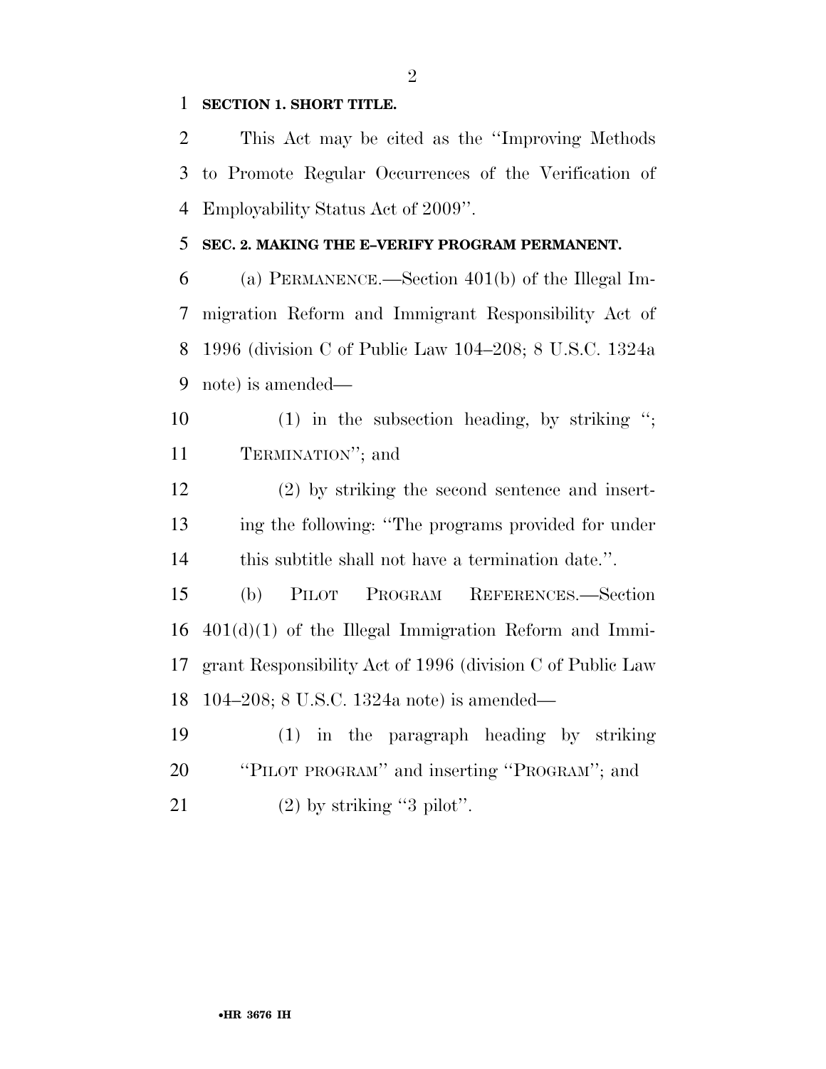**SECTION 1. SHORT TITLE.**

This Act may be cited as the ''Improving Methods to Promote Regular Occurrences of the Verification of Employability Status Act of 2009''.

**SEC. 2. MAKING THE E-VERIFY PROGRAM PERMANENT.**

(a) PERMANENCE.—Section 401(b) of the Illegal Immigration Reform and Immigrant Responsibility Act of 1996 (division C of Public Law 104–208; 8 U.S.C. 1324a note) is amended—

(1) in the subsection heading, by striking ''; TERMINATION''; and

(2) by striking the second sentence and inserting the following: ''The programs provided for under this subtitle shall not have a termination date.''.

(b) PILOT PROGRAM REFERENCES.—Section 401(d)(1) of the Illegal Immigration Reform and Immigrant Responsibility Act of 1996 (division C of Public Law 104–208; 8 U.S.C. 1324a note) is amended—

(1) in the paragraph heading by striking ''PILOT PROGRAM'' and inserting ''PROGRAM''; and

(2) by striking ''3 pilot''.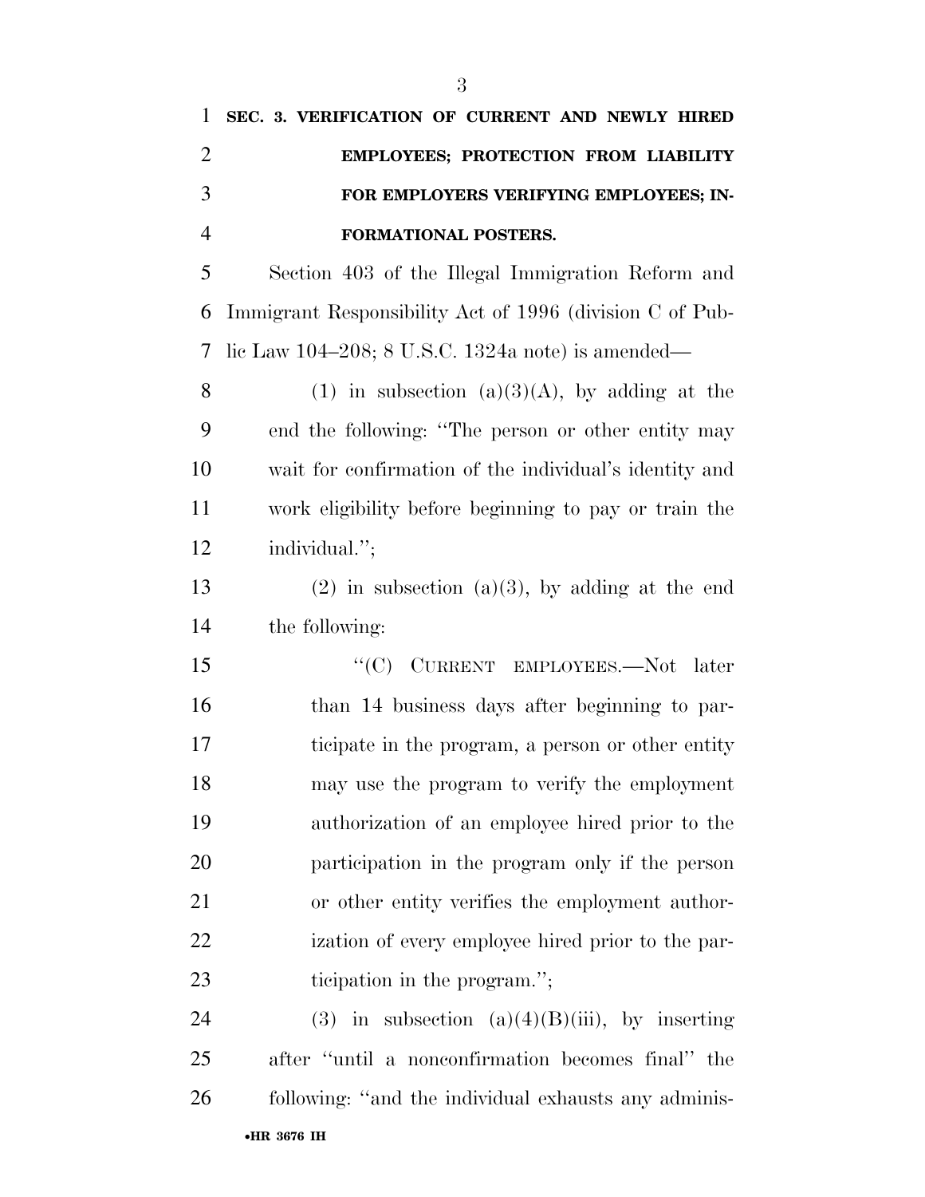**SEC. 3. VERIFICATION OF CURRENT AND NEWLY HIRED EMPLOYEES; PROTECTION FROM LIABILITY FOR EMPLOYERS VERIFYING EMPLOYEES; INFORMATIONAL POSTERS.**

Section 403 of the Illegal Immigration Reform and Immigrant Responsibility Act of 1996 (division C of Public Law 104–208; 8 U.S.C. 1324a note) is amended—

(1) in subsection (a)(3)(A), by adding at the end the following: "The person or other entity may wait for confirmation of the individual's identity and work eligibility before beginning to pay or train the individual.";

(2) in subsection (a)(3), by adding at the end the following:

"(C) CURRENT EMPLOYEES.—Not later than 14 business days after beginning to participate in the program, a person or other entity may use the program to verify the employment authorization of an employee hired prior to the participation in the program only if the person or other entity verifies the employment authorization of every employee hired prior to the participation in the program.";

(3) in subsection (a)(4)(B)(iii), by inserting after "until a nonconfirmation becomes final" the following: "and the individual exhausts any adminis-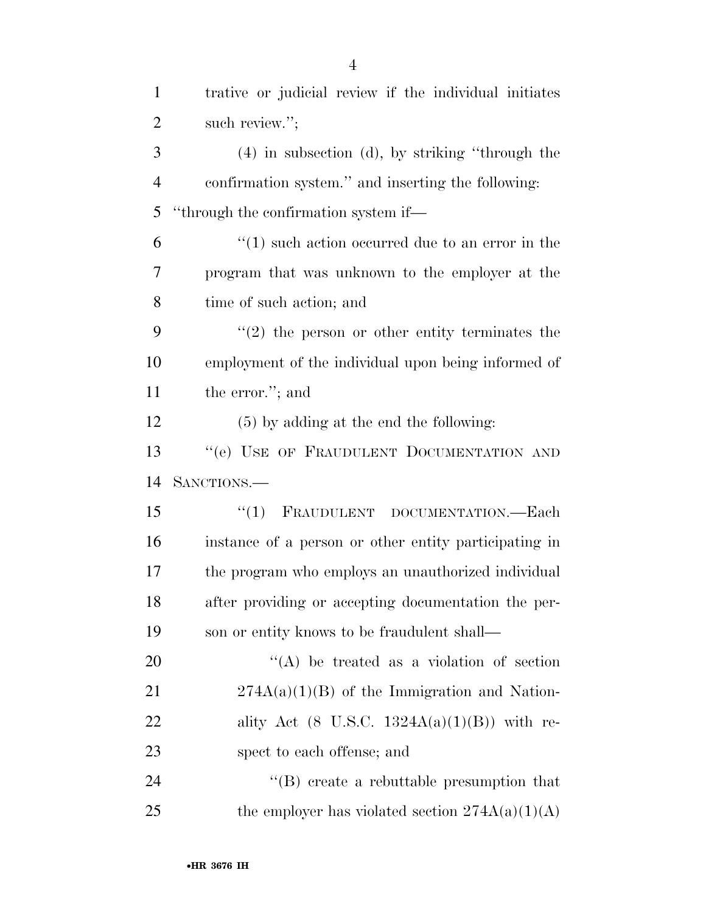trative or judicial review if the individual initiates such review.'';

(4) in subsection (d), by striking ''through the confirmation system.'' and inserting the following: ''through the confirmation system if—

''(1) such action occurred due to an error in the program that was unknown to the employer at the time of such action; and

''(2) the person or other entity terminates the employment of the individual upon being informed of the error.''; and

(5) by adding at the end the following:

''(e) USE OF FRAUDULENT DOCUMENTATION AND SANCTIONS.—

''(1) FRAUDULENT DOCUMENTATION.—Each instance of a person or other entity participating in the program who employs an unauthorized individual after providing or accepting documentation the person or entity knows to be fraudulent shall—

''(A) be treated as a violation of section 274A(a)(1)(B) of the Immigration and Nationality Act (8 U.S.C. 1324A(a)(1)(B)) with respect to each offense; and

''(B) create a rebuttable presumption that the employer has violated section 274A(a)(1)(A)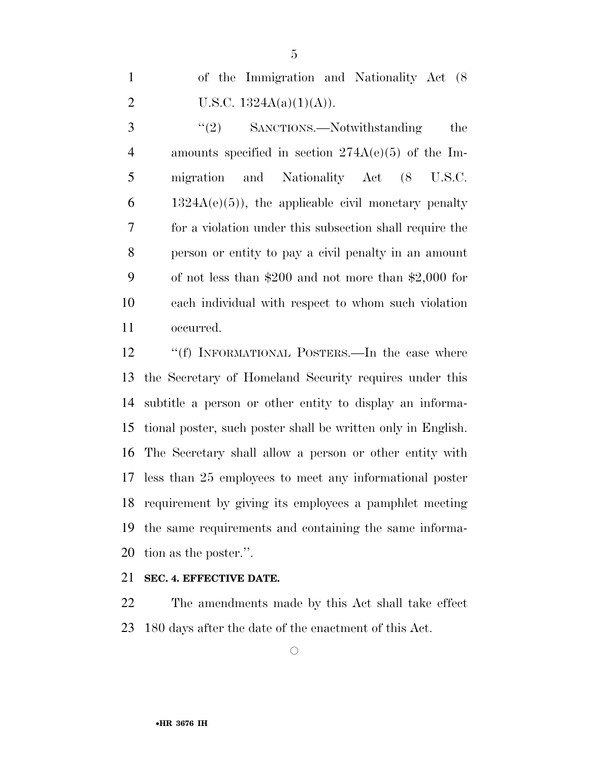of the Immigration and Nationality Act (8 U.S.C. 1324A(a)(1)(A)).

"(2) SANCTIONS.—Notwithstanding the amounts specified in section 274A(e)(5) of the Immigration and Nationality Act (8 U.S.C. 1324A(e)(5)), the applicable civil monetary penalty for a violation under this subsection shall require the person or entity to pay a civil penalty in an amount of not less than $200 and not more than $2,000 for each individual with respect to whom such violation occurred.

"(f) INFORMATIONAL POSTERS.—In the case where the Secretary of Homeland Security requires under this subtitle a person or other entity to display an informational poster, such poster shall be written only in English. The Secretary shall allow a person or other entity with less than 25 employees to meet any informational poster requirement by giving its employees a pamphlet meeting the same requirements and containing the same information as the poster.".

**SEC. 4. EFFECTIVE DATE.**

The amendments made by this Act shall take effect 180 days after the date of the enactment of this Act.

○